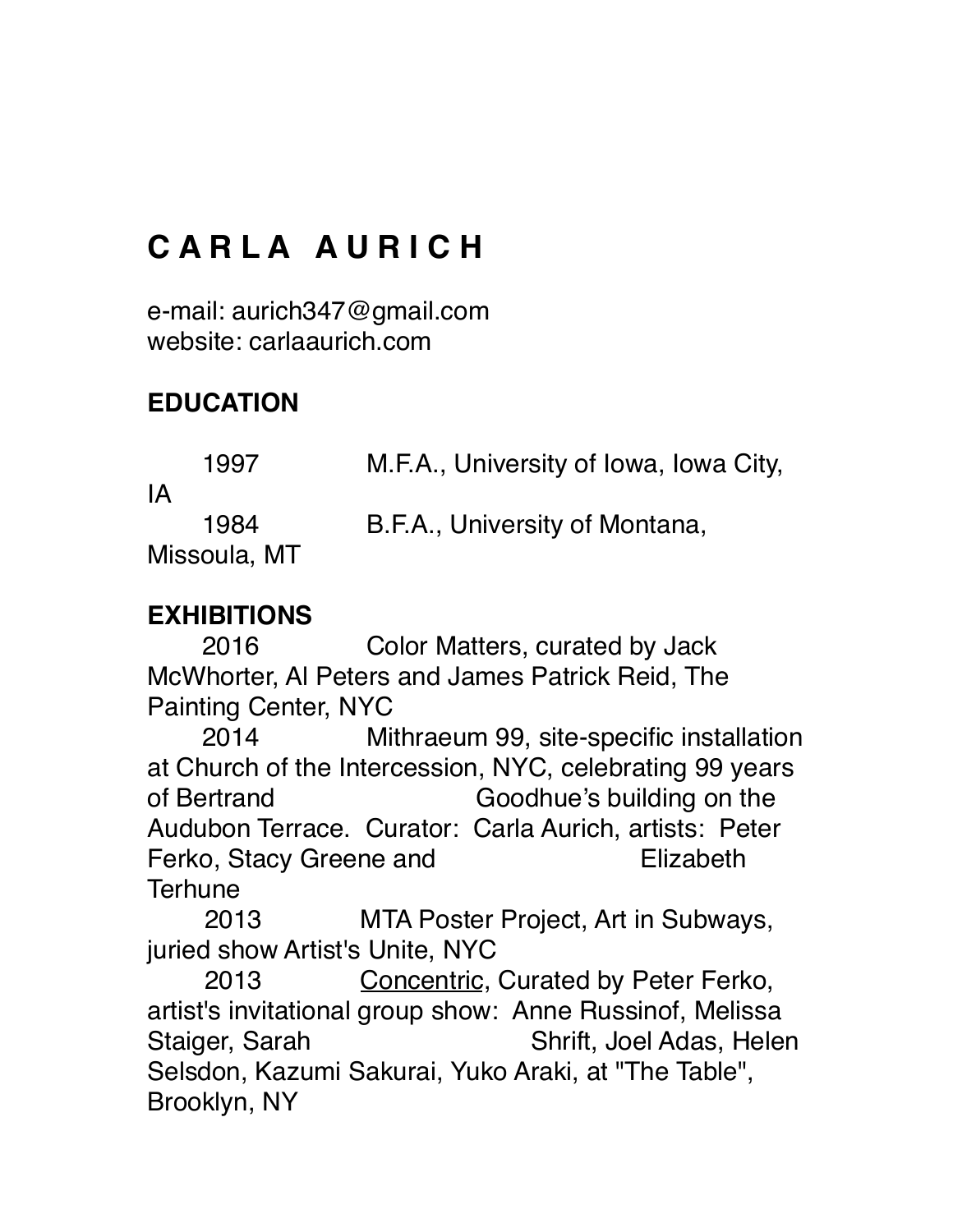# C A R L A   A U R I C H

e-mail: aurich347@gmail.com
website: carlaaurich.com

## EDUCATION

1997 M.F.A., University of Iowa, Iowa City, IA

1984 B.F.A., University of Montana, Missoula, MT

## EXHIBITIONS

2016 Color Matters, curated by Jack McWhorter, Al Peters and James Patrick Reid, The Painting Center, NYC

2014 Mithraeum 99, site-specific installation at Church of the Intercession, NYC, celebrating 99 years of Bertrand Goodhue's building on the Audubon Terrace. Curator: Carla Aurich, artists: Peter Ferko, Stacy Greene and Elizabeth Terhune

2013 MTA Poster Project, Art in Subways, juried show Artist's Unite, NYC

2013 Concentric, Curated by Peter Ferko, artist's invitational group show: Anne Russinof, Melissa Staiger, Sarah Shrift, Joel Adas, Helen Selsdon, Kazumi Sakurai, Yuko Araki, at "The Table", Brooklyn, NY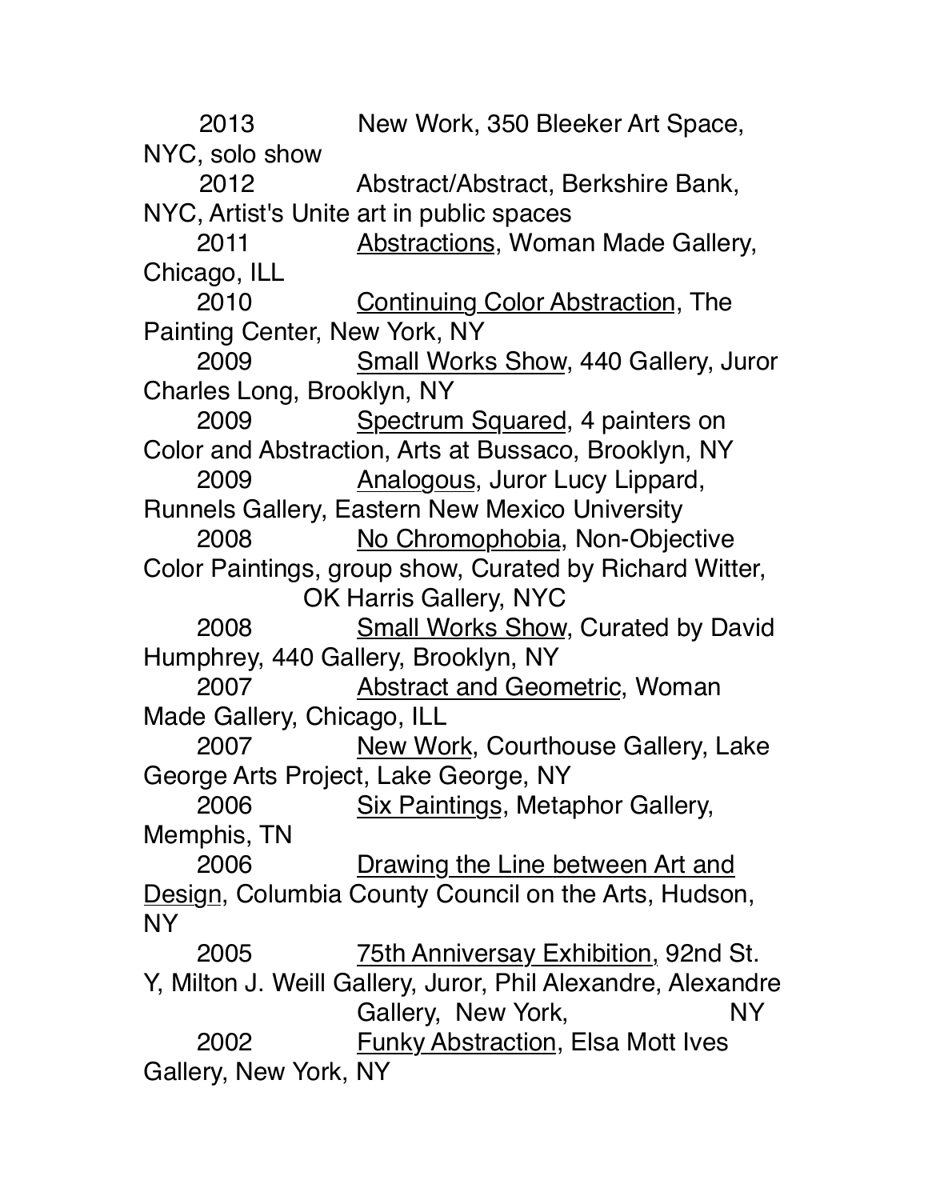2013 New Work, 350 Bleeker Art Space, NYC, solo show

2012 Abstract/Abstract, Berkshire Bank, NYC, Artist's Unite art in public spaces

2011 <u>Abstractions</u>, Woman Made Gallery, Chicago, ILL

2010 <u>Continuing Color Abstraction</u>, The Painting Center, New York, NY

2009 <u>Small Works Show</u>, 440 Gallery, Juror Charles Long, Brooklyn, NY

2009 <u>Spectrum Squared</u>, 4 painters on Color and Abstraction, Arts at Bussaco, Brooklyn, NY

2009 <u>Analogous</u>, Juror Lucy Lippard, Runnels Gallery, Eastern New Mexico University

2008 <u>No Chromophobia</u>, Non-Objective Color Paintings, group show, Curated by Richard Witter, OK Harris Gallery, NYC

2008 <u>Small Works Show</u>, Curated by David Humphrey, 440 Gallery, Brooklyn, NY

2007 <u>Abstract and Geometric</u>, Woman Made Gallery, Chicago, ILL

2007 <u>New Work</u>, Courthouse Gallery, Lake George Arts Project, Lake George, NY

2006 <u>Six Paintings</u>, Metaphor Gallery, Memphis, TN

2006 <u>Drawing the Line between Art and Design</u>, Columbia County Council on the Arts, Hudson, NY

2005 <u>75th Anniversay Exhibition</u>, 92nd St. Y, Milton J. Weill Gallery, Juror, Phil Alexandre, Alexandre Gallery, New York, NY

2002 <u>Funky Abstraction</u>, Elsa Mott Ives Gallery, New York, NY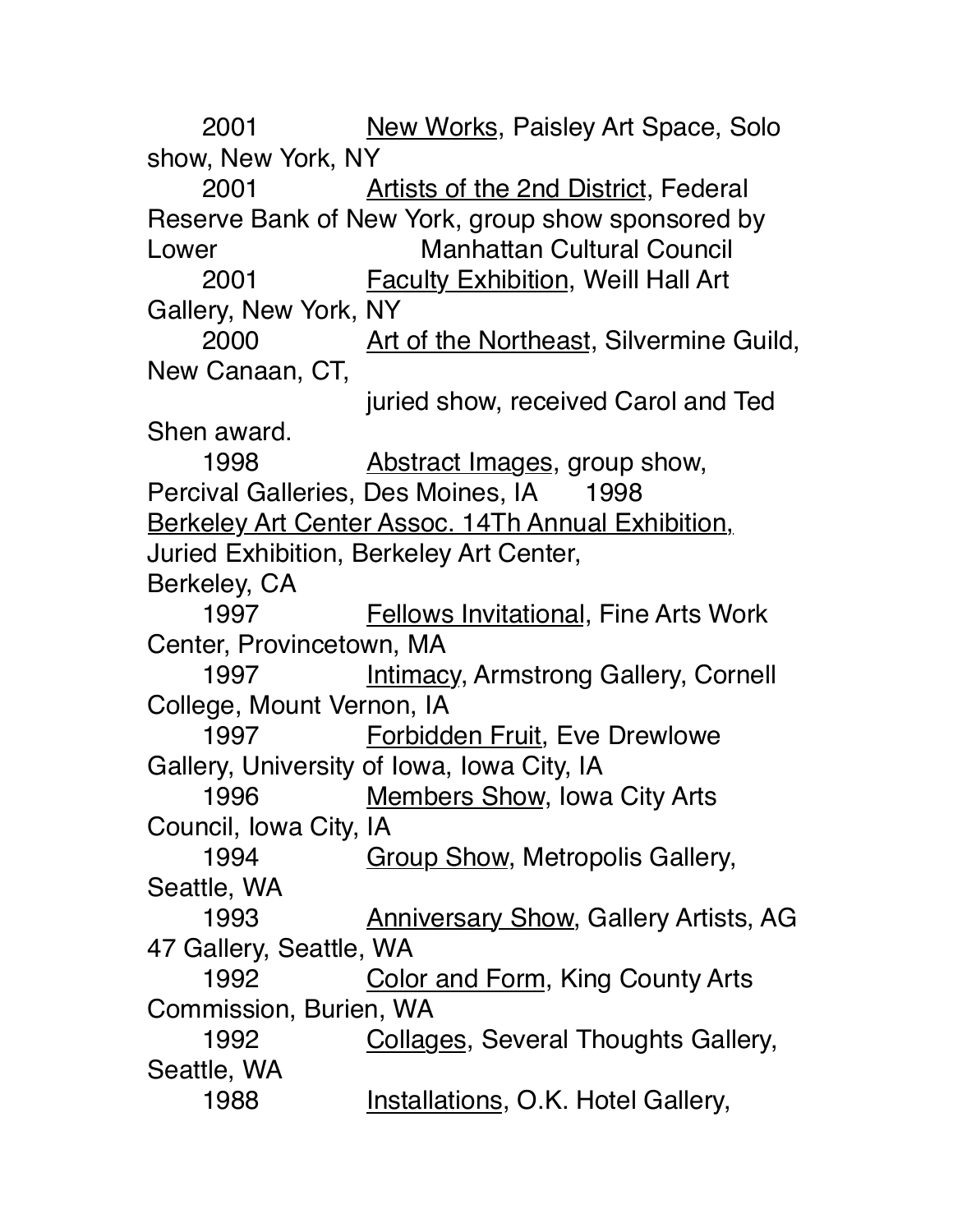2001 New Works, Paisley Art Space, Solo show, New York, NY

2001 Artists of the 2nd District, Federal Reserve Bank of New York, group show sponsored by Lower Manhattan Cultural Council

2001 Faculty Exhibition, Weill Hall Art Gallery, New York, NY

2000 Art of the Northeast, Silvermine Guild, New Canaan, CT, juried show, received Carol and Ted Shen award.

1998 Abstract Images, group show, Percival Galleries, Des Moines, IA

1998 Berkeley Art Center Assoc. 14Th Annual Exhibition, Juried Exhibition, Berkeley Art Center, Berkeley, CA

1997 Fellows Invitational, Fine Arts Work Center, Provincetown, MA

1997 Intimacy, Armstrong Gallery, Cornell College, Mount Vernon, IA

1997 Forbidden Fruit, Eve Drewlowe Gallery, University of Iowa, Iowa City, IA

1996 Members Show, Iowa City Arts Council, Iowa City, IA

1994 Group Show, Metropolis Gallery, Seattle, WA

1993 Anniversary Show, Gallery Artists, AG 47 Gallery, Seattle, WA

1992 Color and Form, King County Arts Commission, Burien, WA

1992 Collages, Several Thoughts Gallery, Seattle, WA

1988 Installations, O.K. Hotel Gallery,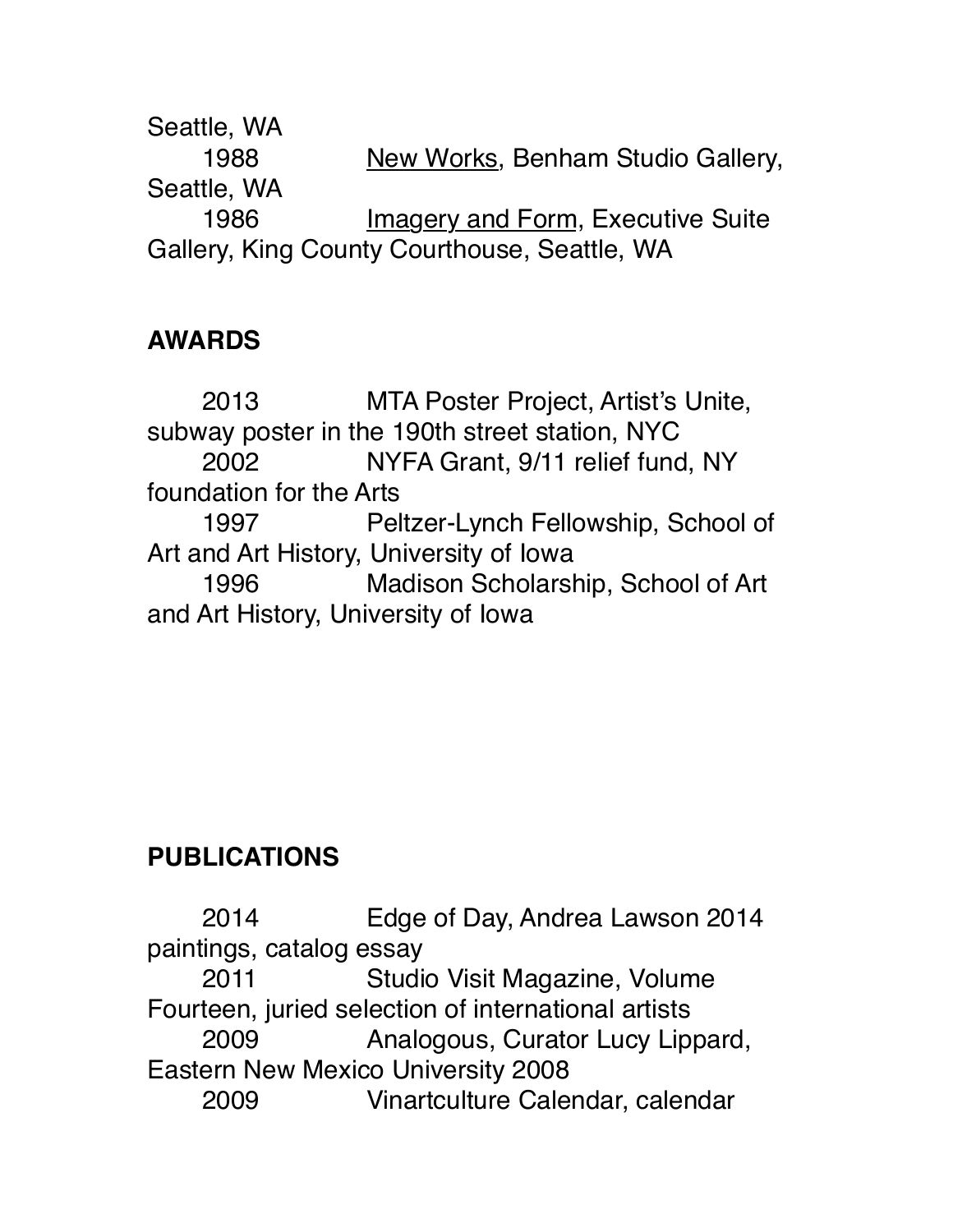Seattle, WA

1988 New Works, Benham Studio Gallery, Seattle, WA

1986 Imagery and Form, Executive Suite Gallery, King County Courthouse, Seattle, WA

## AWARDS

2013 MTA Poster Project, Artist's Unite, subway poster in the 190th street station, NYC

2002 NYFA Grant, 9/11 relief fund, NY foundation for the Arts

1997 Peltzer-Lynch Fellowship, School of Art and Art History, University of Iowa

1996 Madison Scholarship, School of Art and Art History, University of Iowa

## PUBLICATIONS

2014 Edge of Day, Andrea Lawson 2014 paintings, catalog essay

2011 Studio Visit Magazine, Volume Fourteen, juried selection of international artists

2009 Analogous, Curator Lucy Lippard, Eastern New Mexico University 2008

2009 Vinartculture Calendar, calendar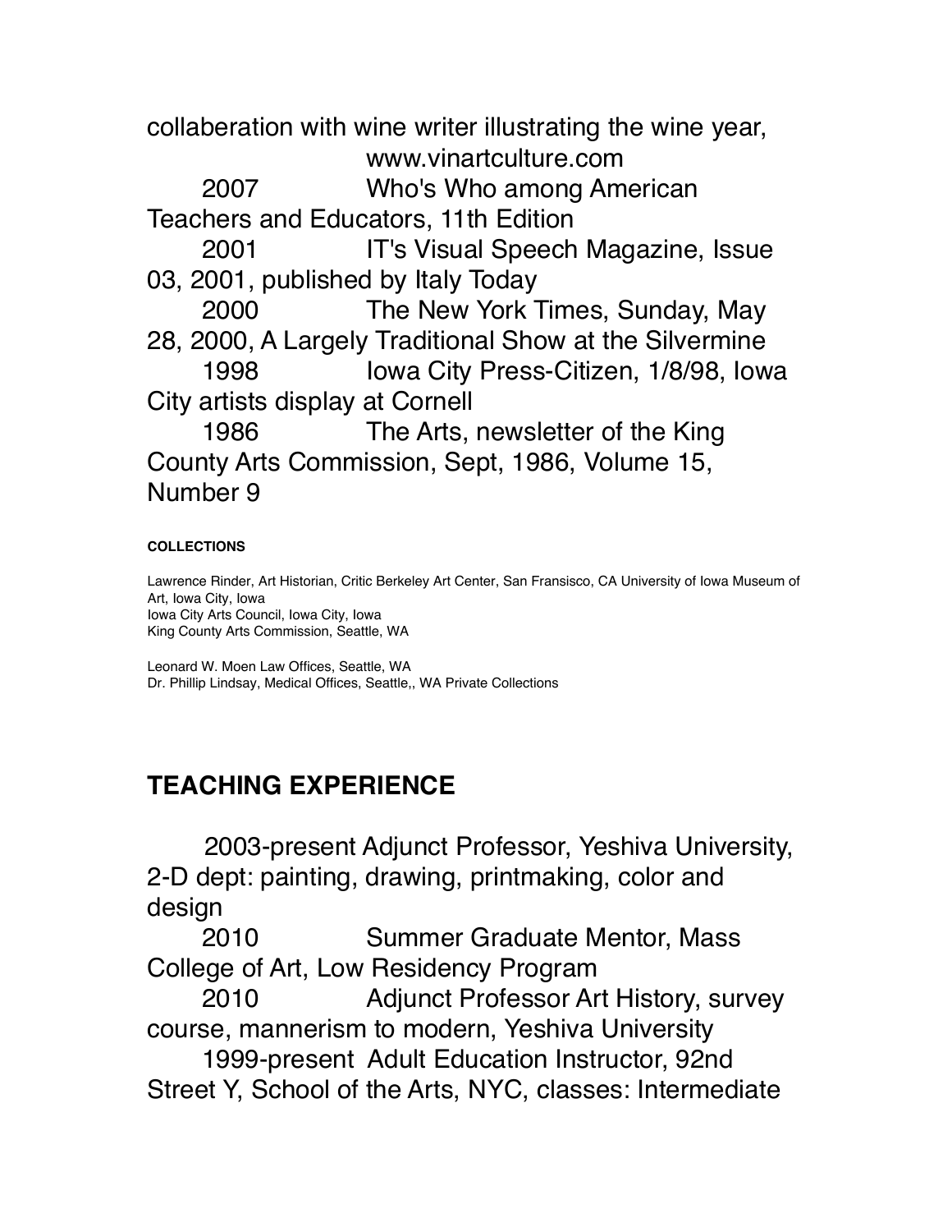collaberation with wine writer illustrating the wine year, www.vinartculture.com

2007 Who's Who among American Teachers and Educators, 11th Edition

2001 IT's Visual Speech Magazine, Issue 03, 2001, published by Italy Today

2000 The New York Times, Sunday, May 28, 2000, A Largely Traditional Show at the Silvermine

1998 Iowa City Press-Citizen, 1/8/98, Iowa City artists display at Cornell

1986 The Arts, newsletter of the King County Arts Commission, Sept, 1986, Volume 15, Number 9

**COLLECTIONS**

Lawrence Rinder, Art Historian, Critic Berkeley Art Center, San Fransisco, CA University of Iowa Museum of Art, Iowa City, Iowa
Iowa City Arts Council, Iowa City, Iowa
King County Arts Commission, Seattle, WA

Leonard W. Moen Law Offices, Seattle, WA
Dr. Phillip Lindsay, Medical Offices, Seattle,, WA Private Collections

## TEACHING EXPERIENCE

2003-present Adjunct Professor, Yeshiva University, 2-D dept: painting, drawing, printmaking, color and design

2010 Summer Graduate Mentor, Mass College of Art, Low Residency Program

2010 Adjunct Professor Art History, survey course, mannerism to modern, Yeshiva University

1999-present Adult Education Instructor, 92nd Street Y, School of the Arts, NYC, classes: Intermediate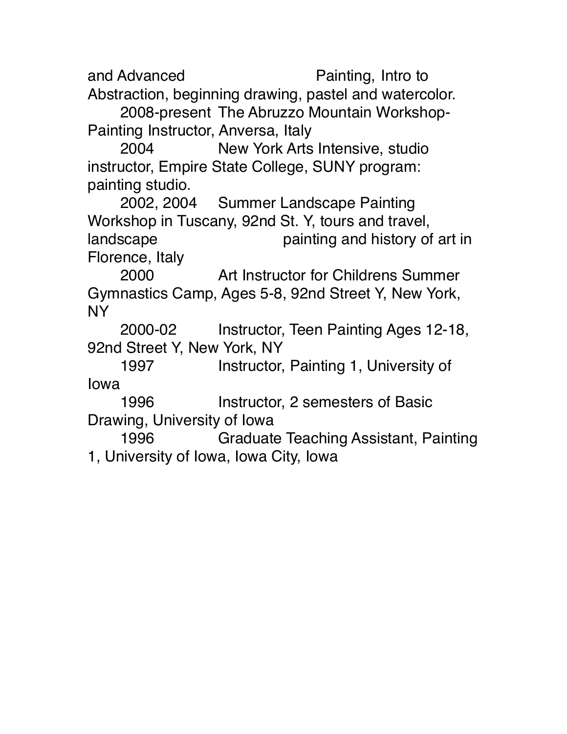and Advanced Painting, Intro to Abstraction, beginning drawing, pastel and watercolor.

2008-present The Abruzzo Mountain Workshop- Painting Instructor, Anversa, Italy

2004 New York Arts Intensive, studio instructor, Empire State College, SUNY program: painting studio.

2002, 2004 Summer Landscape Painting Workshop in Tuscany, 92nd St. Y, tours and travel, landscape painting and history of art in Florence, Italy

2000 Art Instructor for Childrens Summer Gymnastics Camp, Ages 5-8, 92nd Street Y, New York, NY

2000-02 Instructor, Teen Painting Ages 12-18, 92nd Street Y, New York, NY

1997 Instructor, Painting 1, University of Iowa

1996 Instructor, 2 semesters of Basic Drawing, University of Iowa

1996 Graduate Teaching Assistant, Painting 1, University of Iowa, Iowa City, Iowa